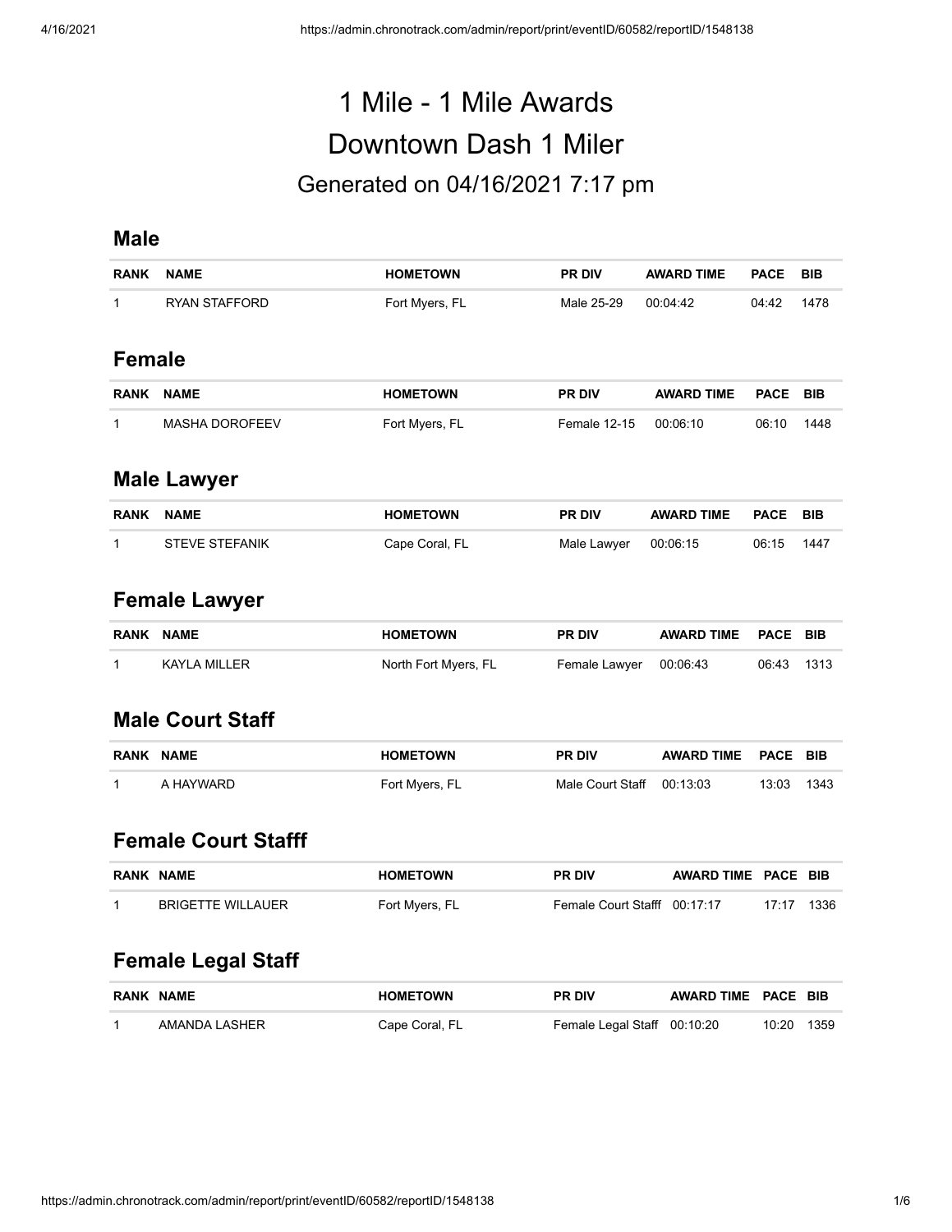# 1 Mile - 1 Mile Awards

# Downtown Dash 1 Miler

## Generated on 04/16/2021 7:17 pm

### Male

| RANK | NAME | HOMETOWN | PR DIV | AWARD TIME | PACE | BIB |
|---|---|---|---|---|---|---|
| 1 | RYAN STAFFORD | Fort Myers, FL | Male 25-29 | 00:04:42 | 04:42 | 1478 |

### Female

| RANK | NAME | HOMETOWN | PR DIV | AWARD TIME | PACE | BIB |
|---|---|---|---|---|---|---|
| 1 | MASHA DOROFEEV | Fort Myers, FL | Female 12-15 | 00:06:10 | 06:10 | 1448 |

### Male Lawyer

| RANK | NAME | HOMETOWN | PR DIV | AWARD TIME | PACE | BIB |
|---|---|---|---|---|---|---|
| 1 | STEVE STEFANIK | Cape Coral, FL | Male Lawyer | 00:06:15 | 06:15 | 1447 |

### Female Lawyer

| RANK | NAME | HOMETOWN | PR DIV | AWARD TIME | PACE | BIB |
|---|---|---|---|---|---|---|
| 1 | KAYLA MILLER | North Fort Myers, FL | Female Lawyer | 00:06:43 | 06:43 | 1313 |

### Male Court Staff

| RANK | NAME | HOMETOWN | PR DIV | AWARD TIME | PACE | BIB |
|---|---|---|---|---|---|---|
| 1 | A HAYWARD | Fort Myers, FL | Male Court Staff | 00:13:03 | 13:03 | 1343 |

### Female Court Stafff

| RANK | NAME | HOMETOWN | PR DIV | AWARD TIME | PACE | BIB |
|---|---|---|---|---|---|---|
| 1 | BRIGETTE WILLAUER | Fort Myers, FL | Female Court Stafff | 00:17:17 | 17:17 | 1336 |

### Female Legal Staff

| RANK | NAME | HOMETOWN | PR DIV | AWARD TIME | PACE | BIB |
|---|---|---|---|---|---|---|
| 1 | AMANDA LASHER | Cape Coral, FL | Female Legal Staff | 00:10:20 | 10:20 | 1359 |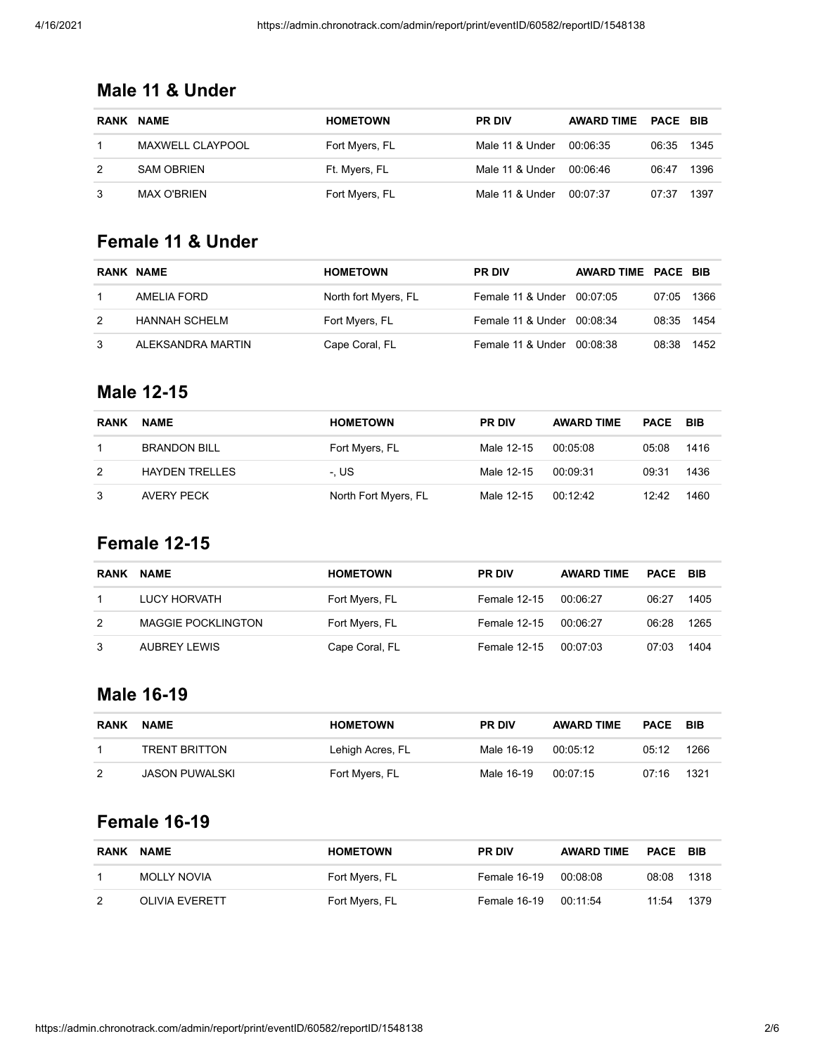## Male 11 & Under

| RANK | NAME | HOMETOWN | PR DIV | AWARD TIME | PACE | BIB |
|---|---|---|---|---|---|---|
| 1 | MAXWELL CLAYPOOL | Fort Myers, FL | Male 11 & Under | 00:06:35 | 06:35 | 1345 |
| 2 | SAM OBRIEN | Ft. Myers, FL | Male 11 & Under | 00:06:46 | 06:47 | 1396 |
| 3 | MAX O'BRIEN | Fort Myers, FL | Male 11 & Under | 00:07:37 | 07:37 | 1397 |

## Female 11 & Under

| RANK | NAME | HOMETOWN | PR DIV | AWARD TIME | PACE | BIB |
|---|---|---|---|---|---|---|
| 1 | AMELIA FORD | North fort Myers, FL | Female 11 & Under | 00:07:05 | 07:05 | 1366 |
| 2 | HANNAH SCHELM | Fort Myers, FL | Female 11 & Under | 00:08:34 | 08:35 | 1454 |
| 3 | ALEKSANDRA MARTIN | Cape Coral, FL | Female 11 & Under | 00:08:38 | 08:38 | 1452 |

## Male 12-15

| RANK | NAME | HOMETOWN | PR DIV | AWARD TIME | PACE | BIB |
|---|---|---|---|---|---|---|
| 1 | BRANDON BILL | Fort Myers, FL | Male 12-15 | 00:05:08 | 05:08 | 1416 |
| 2 | HAYDEN TRELLES | -, US | Male 12-15 | 00:09:31 | 09:31 | 1436 |
| 3 | AVERY PECK | North Fort Myers, FL | Male 12-15 | 00:12:42 | 12:42 | 1460 |

## Female 12-15

| RANK | NAME | HOMETOWN | PR DIV | AWARD TIME | PACE | BIB |
|---|---|---|---|---|---|---|
| 1 | LUCY HORVATH | Fort Myers, FL | Female 12-15 | 00:06:27 | 06:27 | 1405 |
| 2 | MAGGIE POCKLINGTON | Fort Myers, FL | Female 12-15 | 00:06:27 | 06:28 | 1265 |
| 3 | AUBREY LEWIS | Cape Coral, FL | Female 12-15 | 00:07:03 | 07:03 | 1404 |

## Male 16-19

| RANK | NAME | HOMETOWN | PR DIV | AWARD TIME | PACE | BIB |
|---|---|---|---|---|---|---|
| 1 | TRENT BRITTON | Lehigh Acres, FL | Male 16-19 | 00:05:12 | 05:12 | 1266 |
| 2 | JASON PUWALSKI | Fort Myers, FL | Male 16-19 | 00:07:15 | 07:16 | 1321 |

## Female 16-19

| RANK | NAME | HOMETOWN | PR DIV | AWARD TIME | PACE | BIB |
|---|---|---|---|---|---|---|
| 1 | MOLLY NOVIA | Fort Myers, FL | Female 16-19 | 00:08:08 | 08:08 | 1318 |
| 2 | OLIVIA EVERETT | Fort Myers, FL | Female 16-19 | 00:11:54 | 11:54 | 1379 |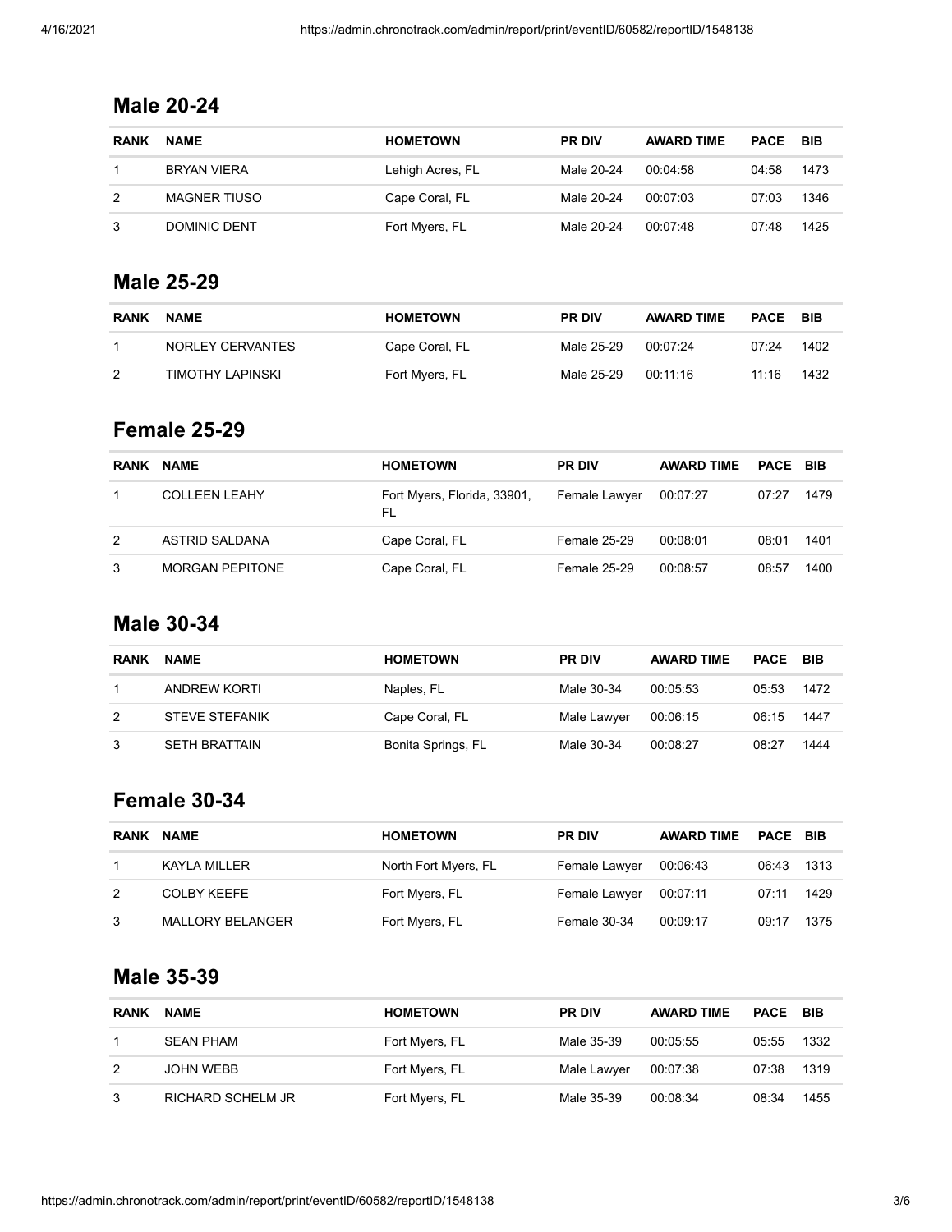## Male 20-24

| RANK | NAME | HOMETOWN | PR DIV | AWARD TIME | PACE | BIB |
|---|---|---|---|---|---|---|
| 1 | BRYAN VIERA | Lehigh Acres, FL | Male 20-24 | 00:04:58 | 04:58 | 1473 |
| 2 | MAGNER TIUSO | Cape Coral, FL | Male 20-24 | 00:07:03 | 07:03 | 1346 |
| 3 | DOMINIC DENT | Fort Myers, FL | Male 20-24 | 00:07:48 | 07:48 | 1425 |

## Male 25-29

| RANK | NAME | HOMETOWN | PR DIV | AWARD TIME | PACE | BIB |
|---|---|---|---|---|---|---|
| 1 | NORLEY CERVANTES | Cape Coral, FL | Male 25-29 | 00:07:24 | 07:24 | 1402 |
| 2 | TIMOTHY LAPINSKI | Fort Myers, FL | Male 25-29 | 00:11:16 | 11:16 | 1432 |

## Female 25-29

| RANK | NAME | HOMETOWN | PR DIV | AWARD TIME | PACE | BIB |
|---|---|---|---|---|---|---|
| 1 | COLLEEN LEAHY | Fort Myers, Florida, 33901, FL | Female Lawyer | 00:07:27 | 07:27 | 1479 |
| 2 | ASTRID SALDANA | Cape Coral, FL | Female 25-29 | 00:08:01 | 08:01 | 1401 |
| 3 | MORGAN PEPITONE | Cape Coral, FL | Female 25-29 | 00:08:57 | 08:57 | 1400 |

## Male 30-34

| RANK | NAME | HOMETOWN | PR DIV | AWARD TIME | PACE | BIB |
|---|---|---|---|---|---|---|
| 1 | ANDREW KORTI | Naples, FL | Male 30-34 | 00:05:53 | 05:53 | 1472 |
| 2 | STEVE STEFANIK | Cape Coral, FL | Male Lawyer | 00:06:15 | 06:15 | 1447 |
| 3 | SETH BRATTAIN | Bonita Springs, FL | Male 30-34 | 00:08:27 | 08:27 | 1444 |

## Female 30-34

| RANK | NAME | HOMETOWN | PR DIV | AWARD TIME | PACE | BIB |
|---|---|---|---|---|---|---|
| 1 | KAYLA MILLER | North Fort Myers, FL | Female Lawyer | 00:06:43 | 06:43 | 1313 |
| 2 | COLBY KEEFE | Fort Myers, FL | Female Lawyer | 00:07:11 | 07:11 | 1429 |
| 3 | MALLORY BELANGER | Fort Myers, FL | Female 30-34 | 00:09:17 | 09:17 | 1375 |

## Male 35-39

| RANK | NAME | HOMETOWN | PR DIV | AWARD TIME | PACE | BIB |
|---|---|---|---|---|---|---|
| 1 | SEAN PHAM | Fort Myers, FL | Male 35-39 | 00:05:55 | 05:55 | 1332 |
| 2 | JOHN WEBB | Fort Myers, FL | Male Lawyer | 00:07:38 | 07:38 | 1319 |
| 3 | RICHARD SCHELM JR | Fort Myers, FL | Male 35-39 | 00:08:34 | 08:34 | 1455 |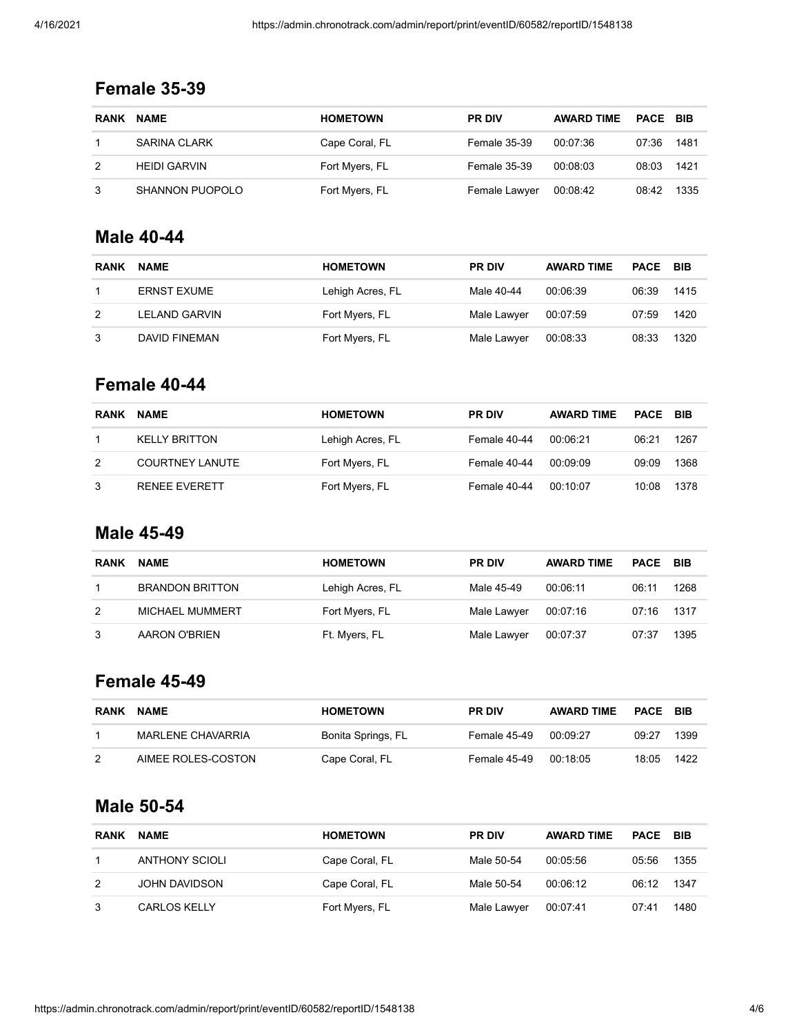## Female 35-39

| RANK | NAME | HOMETOWN | PR DIV | AWARD TIME | PACE | BIB |
|---|---|---|---|---|---|---|
| 1 | SARINA CLARK | Cape Coral, FL | Female 35-39 | 00:07:36 | 07:36 | 1481 |
| 2 | HEIDI GARVIN | Fort Myers, FL | Female 35-39 | 00:08:03 | 08:03 | 1421 |
| 3 | SHANNON PUOPOLO | Fort Myers, FL | Female Lawyer | 00:08:42 | 08:42 | 1335 |

## Male 40-44

| RANK | NAME | HOMETOWN | PR DIV | AWARD TIME | PACE | BIB |
|---|---|---|---|---|---|---|
| 1 | ERNST EXUME | Lehigh Acres, FL | Male 40-44 | 00:06:39 | 06:39 | 1415 |
| 2 | LELAND GARVIN | Fort Myers, FL | Male Lawyer | 00:07:59 | 07:59 | 1420 |
| 3 | DAVID FINEMAN | Fort Myers, FL | Male Lawyer | 00:08:33 | 08:33 | 1320 |

## Female 40-44

| RANK | NAME | HOMETOWN | PR DIV | AWARD TIME | PACE | BIB |
|---|---|---|---|---|---|---|
| 1 | KELLY BRITTON | Lehigh Acres, FL | Female 40-44 | 00:06:21 | 06:21 | 1267 |
| 2 | COURTNEY LANUTE | Fort Myers, FL | Female 40-44 | 00:09:09 | 09:09 | 1368 |
| 3 | RENEE EVERETT | Fort Myers, FL | Female 40-44 | 00:10:07 | 10:08 | 1378 |

## Male 45-49

| RANK | NAME | HOMETOWN | PR DIV | AWARD TIME | PACE | BIB |
|---|---|---|---|---|---|---|
| 1 | BRANDON BRITTON | Lehigh Acres, FL | Male 45-49 | 00:06:11 | 06:11 | 1268 |
| 2 | MICHAEL MUMMERT | Fort Myers, FL | Male Lawyer | 00:07:16 | 07:16 | 1317 |
| 3 | AARON O'BRIEN | Ft. Myers, FL | Male Lawyer | 00:07:37 | 07:37 | 1395 |

## Female 45-49

| RANK | NAME | HOMETOWN | PR DIV | AWARD TIME | PACE | BIB |
|---|---|---|---|---|---|---|
| 1 | MARLENE CHAVARRIA | Bonita Springs, FL | Female 45-49 | 00:09:27 | 09:27 | 1399 |
| 2 | AIMEE ROLES-COSTON | Cape Coral, FL | Female 45-49 | 00:18:05 | 18:05 | 1422 |

## Male 50-54

| RANK | NAME | HOMETOWN | PR DIV | AWARD TIME | PACE | BIB |
|---|---|---|---|---|---|---|
| 1 | ANTHONY SCIOLI | Cape Coral, FL | Male 50-54 | 00:05:56 | 05:56 | 1355 |
| 2 | JOHN DAVIDSON | Cape Coral, FL | Male 50-54 | 00:06:12 | 06:12 | 1347 |
| 3 | CARLOS KELLY | Fort Myers, FL | Male Lawyer | 00:07:41 | 07:41 | 1480 |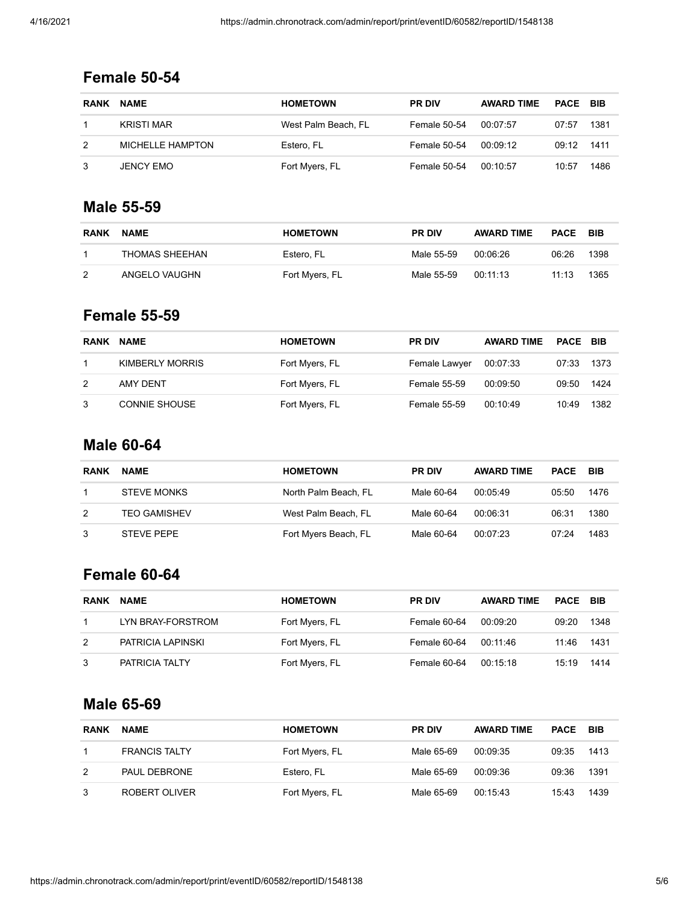## Female 50-54

| RANK | NAME | HOMETOWN | PR DIV | AWARD TIME | PACE | BIB |
|---|---|---|---|---|---|---|
| 1 | KRISTI MAR | West Palm Beach, FL | Female 50-54 | 00:07:57 | 07:57 | 1381 |
| 2 | MICHELLE HAMPTON | Estero, FL | Female 50-54 | 00:09:12 | 09:12 | 1411 |
| 3 | JENCY EMO | Fort Myers, FL | Female 50-54 | 00:10:57 | 10:57 | 1486 |

## Male 55-59

| RANK | NAME | HOMETOWN | PR DIV | AWARD TIME | PACE | BIB |
|---|---|---|---|---|---|---|
| 1 | THOMAS SHEEHAN | Estero, FL | Male 55-59 | 00:06:26 | 06:26 | 1398 |
| 2 | ANGELO VAUGHN | Fort Myers, FL | Male 55-59 | 00:11:13 | 11:13 | 1365 |

## Female 55-59

| RANK | NAME | HOMETOWN | PR DIV | AWARD TIME | PACE | BIB |
|---|---|---|---|---|---|---|
| 1 | KIMBERLY MORRIS | Fort Myers, FL | Female Lawyer | 00:07:33 | 07:33 | 1373 |
| 2 | AMY DENT | Fort Myers, FL | Female 55-59 | 00:09:50 | 09:50 | 1424 |
| 3 | CONNIE SHOUSE | Fort Myers, FL | Female 55-59 | 00:10:49 | 10:49 | 1382 |

## Male 60-64

| RANK | NAME | HOMETOWN | PR DIV | AWARD TIME | PACE | BIB |
|---|---|---|---|---|---|---|
| 1 | STEVE MONKS | North Palm Beach, FL | Male 60-64 | 00:05:49 | 05:50 | 1476 |
| 2 | TEO GAMISHEV | West Palm Beach, FL | Male 60-64 | 00:06:31 | 06:31 | 1380 |
| 3 | STEVE PEPE | Fort Myers Beach, FL | Male 60-64 | 00:07:23 | 07:24 | 1483 |

## Female 60-64

| RANK | NAME | HOMETOWN | PR DIV | AWARD TIME | PACE | BIB |
|---|---|---|---|---|---|---|
| 1 | LYN BRAY-FORSTROM | Fort Myers, FL | Female 60-64 | 00:09:20 | 09:20 | 1348 |
| 2 | PATRICIA LAPINSKI | Fort Myers, FL | Female 60-64 | 00:11:46 | 11:46 | 1431 |
| 3 | PATRICIA TALTY | Fort Myers, FL | Female 60-64 | 00:15:18 | 15:19 | 1414 |

## Male 65-69

| RANK | NAME | HOMETOWN | PR DIV | AWARD TIME | PACE | BIB |
|---|---|---|---|---|---|---|
| 1 | FRANCIS TALTY | Fort Myers, FL | Male 65-69 | 00:09:35 | 09:35 | 1413 |
| 2 | PAUL DEBRONE | Estero, FL | Male 65-69 | 00:09:36 | 09:36 | 1391 |
| 3 | ROBERT OLIVER | Fort Myers, FL | Male 65-69 | 00:15:43 | 15:43 | 1439 |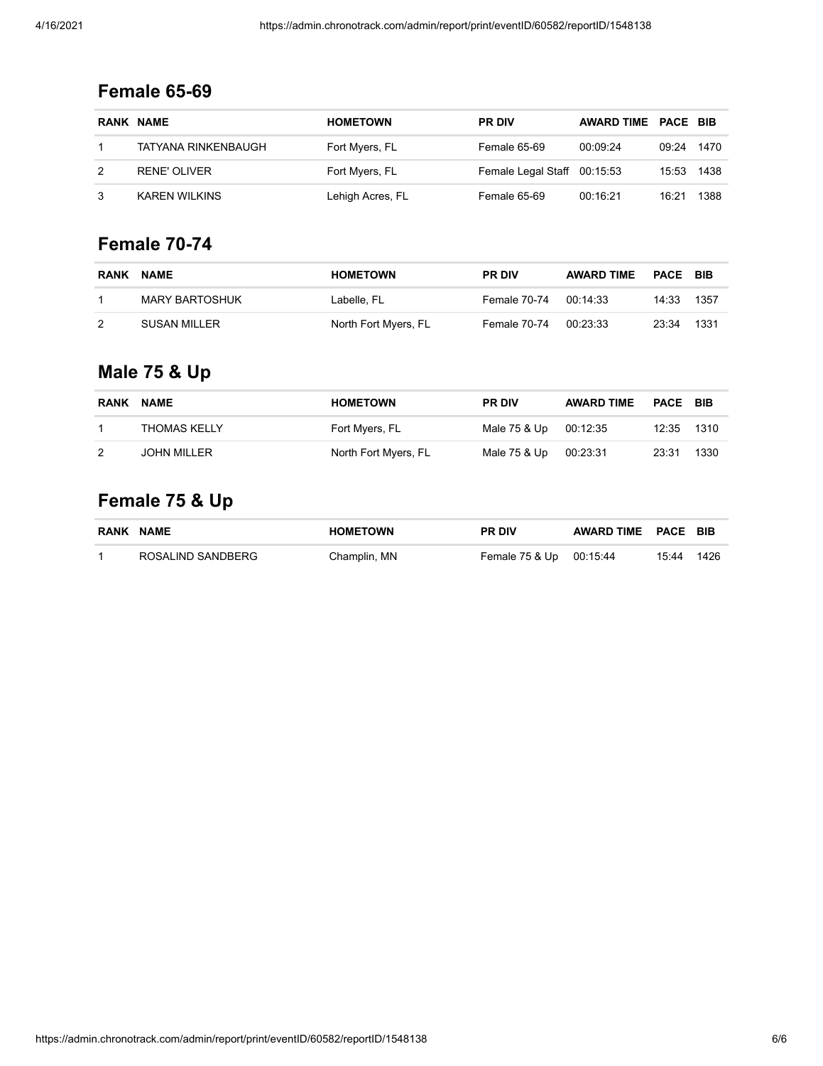## Female 65-69

| RANK | NAME | HOMETOWN | PR DIV | AWARD TIME | PACE | BIB |
|---|---|---|---|---|---|---|
| 1 | TATYANA RINKENBAUGH | Fort Myers, FL | Female 65-69 | 00:09:24 | 09:24 | 1470 |
| 2 | RENE' OLIVER | Fort Myers, FL | Female Legal Staff | 00:15:53 | 15:53 | 1438 |
| 3 | KAREN WILKINS | Lehigh Acres, FL | Female 65-69 | 00:16:21 | 16:21 | 1388 |

## Female 70-74

| RANK | NAME | HOMETOWN | PR DIV | AWARD TIME | PACE | BIB |
|---|---|---|---|---|---|---|
| 1 | MARY BARTOSHUK | Labelle, FL | Female 70-74 | 00:14:33 | 14:33 | 1357 |
| 2 | SUSAN MILLER | North Fort Myers, FL | Female 70-74 | 00:23:33 | 23:34 | 1331 |

## Male 75 & Up

| RANK | NAME | HOMETOWN | PR DIV | AWARD TIME | PACE | BIB |
|---|---|---|---|---|---|---|
| 1 | THOMAS KELLY | Fort Myers, FL | Male 75 & Up | 00:12:35 | 12:35 | 1310 |
| 2 | JOHN MILLER | North Fort Myers, FL | Male 75 & Up | 00:23:31 | 23:31 | 1330 |

## Female 75 & Up

| RANK | NAME | HOMETOWN | PR DIV | AWARD TIME | PACE | BIB |
|---|---|---|---|---|---|---|
| 1 | ROSALIND SANDBERG | Champlin, MN | Female 75 & Up | 00:15:44 | 15:44 | 1426 |